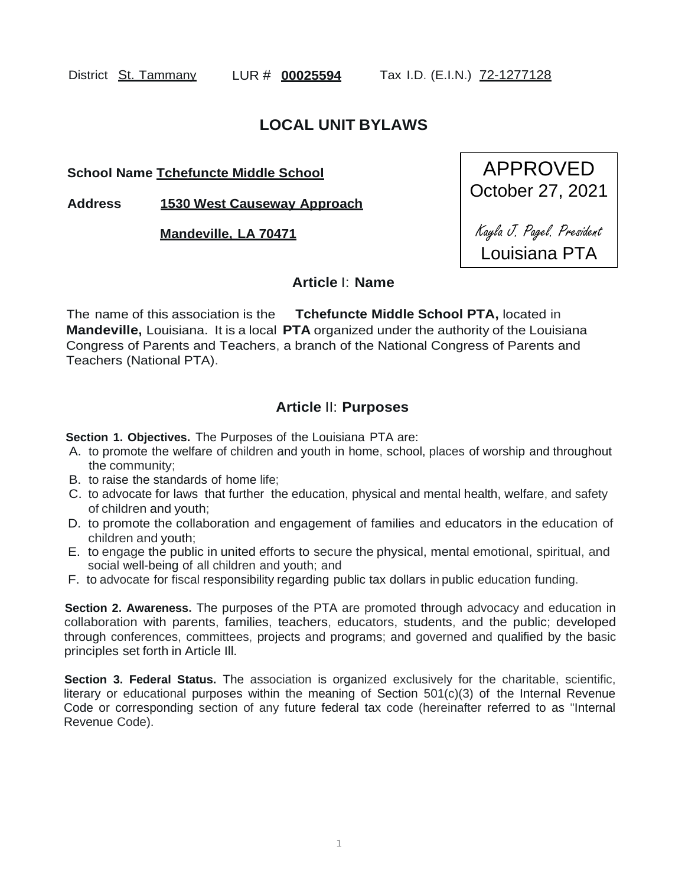District St. Tammany LUR # **00025594** Tax I.D. (E.I.N.) 72-1277128

# LOCAL UNIT BYLAWS

**School Name Tchefuncte Middle School**

**Address 1530 West Causeway Approach**

**Mandeville, LA 70471**

APPROVED
October 27, 2021
*Kayla J. Pagel, President*
Louisiana PTA

## Article I: Name

The name of this association is the **Tchefuncte Middle School PTA,** located in **Mandeville,** Louisiana. It is a local **PTA** organized under the authority of the Louisiana Congress of Parents and Teachers, a branch of the National Congress of Parents and Teachers (National PTA).

## Article II: Purposes

**Section 1. Objectives.** The Purposes of the Louisiana PTA are:

A. to promote the welfare of children and youth in home, school, places of worship and throughout the community;
B. to raise the standards of home life;
C. to advocate for laws that further the education, physical and mental health, welfare, and safety of children and youth;
D. to promote the collaboration and engagement of families and educators in the education of children and youth;
E. to engage the public in united efforts to secure the physical, mental emotional, spiritual, and social well-being of all children and youth; and
F. to advocate for fiscal responsibility regarding public tax dollars in public education funding.

**Section 2. Awareness.** The purposes of the PTA are promoted through advocacy and education in collaboration with parents, families, teachers, educators, students, and the public; developed through conferences, committees, projects and programs; and governed and qualified by the basic principles set forth in Article III.

**Section 3. Federal Status.** The association is organized exclusively for the charitable, scientific, literary or educational purposes within the meaning of Section 501(c)(3) of the Internal Revenue Code or corresponding section of any future federal tax code (hereinafter referred to as "Internal Revenue Code).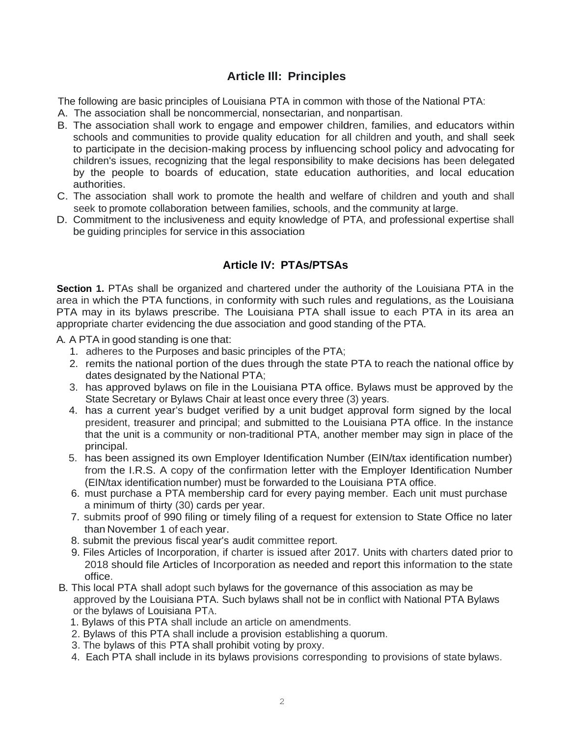## Article III: Principles

The following are basic principles of Louisiana PTA in common with those of the National PTA:

A. The association shall be noncommercial, nonsectarian, and nonpartisan.

B. The association shall work to engage and empower children, families, and educators within schools and communities to provide quality education for all children and youth, and shall seek to participate in the decision-making process by influencing school policy and advocating for children's issues, recognizing that the legal responsibility to make decisions has been delegated by the people to boards of education, state education authorities, and local education authorities.

C. The association shall work to promote the health and welfare of children and youth and shall seek to promote collaboration between families, schools, and the community at large.

D. Commitment to the inclusiveness and equity knowledge of PTA, and professional expertise shall be guiding principles for service in this association

## Article IV: PTAs/PTSAs

**Section 1.** PTAs shall be organized and chartered under the authority of the Louisiana PTA in the area in which the PTA functions, in conformity with such rules and regulations, as the Louisiana PTA may in its bylaws prescribe. The Louisiana PTA shall issue to each PTA in its area an appropriate charter evidencing the due association and good standing of the PTA.

A. A PTA in good standing is one that:

1. adheres to the Purposes and basic principles of the PTA;
2. remits the national portion of the dues through the state PTA to reach the national office by dates designated by the National PTA;
3. has approved bylaws on file in the Louisiana PTA office. Bylaws must be approved by the State Secretary or Bylaws Chair at least once every three (3) years.
4. has a current year's budget verified by a unit budget approval form signed by the local president, treasurer and principal; and submitted to the Louisiana PTA office. In the instance that the unit is a community or non-traditional PTA, another member may sign in place of the principal.
5. has been assigned its own Employer Identification Number (EIN/tax identification number) from the I.R.S. A copy of the confirmation letter with the Employer Identification Number (EIN/tax identification number) must be forwarded to the Louisiana PTA office.
6. must purchase a PTA membership card for every paying member. Each unit must purchase a minimum of thirty (30) cards per year.
7. submits proof of 990 filing or timely filing of a request for extension to State Office no later than November 1 of each year.
8. submit the previous fiscal year's audit committee report.
9. Files Articles of Incorporation, if charter is issued after 2017. Units with charters dated prior to 2018 should file Articles of Incorporation as needed and report this information to the state office.

B. This local PTA shall adopt such bylaws for the governance of this association as may be approved by the Louisiana PTA. Such bylaws shall not be in conflict with National PTA Bylaws or the bylaws of Louisiana PTA.

1. Bylaws of this PTA shall include an article on amendments.
2. Bylaws of this PTA shall include a provision establishing a quorum.
3. The bylaws of this PTA shall prohibit voting by proxy.
4. Each PTA shall include in its bylaws provisions corresponding to provisions of state bylaws.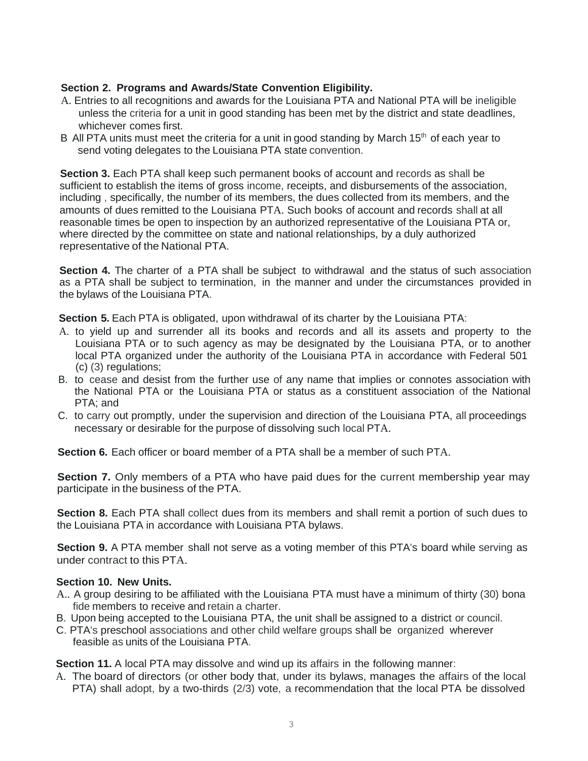**Section 2. Programs and Awards/State Convention Eligibility.**

A. Entries to all recognitions and awards for the Louisiana PTA and National PTA will be ineligible unless the criteria for a unit in good standing has been met by the district and state deadlines, whichever comes first.

B All PTA units must meet the criteria for a unit in good standing by March 15th of each year to send voting delegates to the Louisiana PTA state convention.

**Section 3.** Each PTA shall keep such permanent books of account and records as shall be sufficient to establish the items of gross income, receipts, and disbursements of the association, including , specifically, the number of its members, the dues collected from its members, and the amounts of dues remitted to the Louisiana PTA. Such books of account and records shall at all reasonable times be open to inspection by an authorized representative of the Louisiana PTA or, where directed by the committee on state and national relationships, by a duly authorized representative of the National PTA.

**Section 4.** The charter of a PTA shall be subject to withdrawal and the status of such association as a PTA shall be subject to termination, in the manner and under the circumstances provided in the bylaws of the Louisiana PTA.

**Section 5.** Each PTA is obligated, upon withdrawal of its charter by the Louisiana PTA:

A. to yield up and surrender all its books and records and all its assets and property to the Louisiana PTA or to such agency as may be designated by the Louisiana PTA, or to another local PTA organized under the authority of the Louisiana PTA in accordance with Federal 501 (c) (3) regulations;

B. to cease and desist from the further use of any name that implies or connotes association with the National PTA or the Louisiana PTA or status as a constituent association of the National PTA; and

C. to carry out promptly, under the supervision and direction of the Louisiana PTA, all proceedings necessary or desirable for the purpose of dissolving such local PTA.

**Section 6.** Each officer or board member of a PTA shall be a member of such PTA.

**Section 7.** Only members of a PTA who have paid dues for the current membership year may participate in the business of the PTA.

**Section 8.** Each PTA shall collect dues from its members and shall remit a portion of such dues to the Louisiana PTA in accordance with Louisiana PTA bylaws.

**Section 9.** A PTA member shall not serve as a voting member of this PTA's board while serving as under contract to this PTA.

**Section 10. New Units.**

A.. A group desiring to be affiliated with the Louisiana PTA must have a minimum of thirty (30) bona fide members to receive and retain a charter.

B. Upon being accepted to the Louisiana PTA, the unit shall be assigned to a district or council.

C. PTA's preschool associations and other child welfare groups shall be organized wherever feasible as units of the Louisiana PTA.

**Section 11.** A local PTA may dissolve and wind up its affairs in the following manner:

A. The board of directors (or other body that, under its bylaws, manages the affairs of the local PTA) shall adopt, by a two-thirds (2/3) vote, a recommendation that the local PTA be dissolved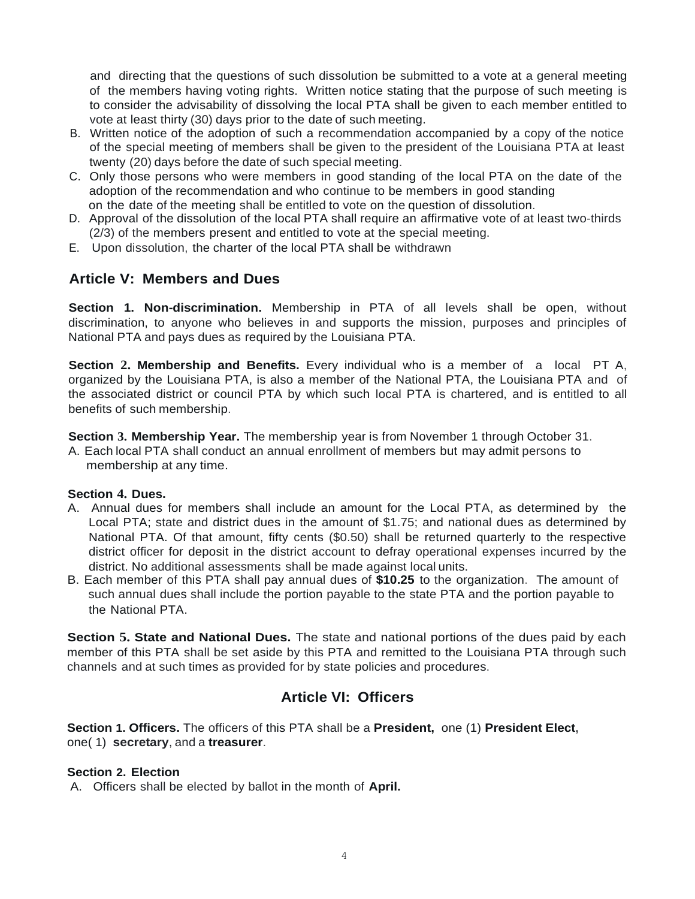and directing that the questions of such dissolution be submitted to a vote at a general meeting of the members having voting rights. Written notice stating that the purpose of such meeting is to consider the advisability of dissolving the local PTA shall be given to each member entitled to vote at least thirty (30) days prior to the date of such meeting.

B. Written notice of the adoption of such a recommendation accompanied by a copy of the notice of the special meeting of members shall be given to the president of the Louisiana PTA at least twenty (20) days before the date of such special meeting.
C. Only those persons who were members in good standing of the local PTA on the date of the adoption of the recommendation and who continue to be members in good standing on the date of the meeting shall be entitled to vote on the question of dissolution.
D. Approval of the dissolution of the local PTA shall require an affirmative vote of at least two-thirds (2/3) of the members present and entitled to vote at the special meeting.
E. Upon dissolution, the charter of the local PTA shall be withdrawn

## Article V: Members and Dues

**Section 1. Non-discrimination.** Membership in PTA of all levels shall be open, without discrimination, to anyone who believes in and supports the mission, purposes and principles of National PTA and pays dues as required by the Louisiana PTA.

**Section 2. Membership and Benefits.** Every individual who is a member of a local PT A, organized by the Louisiana PTA, is also a member of the National PTA, the Louisiana PTA and of the associated district or council PTA by which such local PTA is chartered, and is entitled to all benefits of such membership.

**Section 3. Membership Year.** The membership year is from November 1 through October 31.

A. Each local PTA shall conduct an annual enrollment of members but may admit persons to membership at any time.

**Section 4. Dues.**

A. Annual dues for members shall include an amount for the Local PTA, as determined by the Local PTA; state and district dues in the amount of $1.75; and national dues as determined by National PTA. Of that amount, fifty cents ($0.50) shall be returned quarterly to the respective district officer for deposit in the district account to defray operational expenses incurred by the district. No additional assessments shall be made against local units.
B. Each member of this PTA shall pay annual dues of **$10.25** to the organization. The amount of such annual dues shall include the portion payable to the state PTA and the portion payable to the National PTA.

**Section 5. State and National Dues.** The state and national portions of the dues paid by each member of this PTA shall be set aside by this PTA and remitted to the Louisiana PTA through such channels and at such times as provided for by state policies and procedures.

## Article VI: Officers

**Section 1. Officers.** The officers of this PTA shall be a **President,** one (1) **President Elect,** one( 1) **secretary**, and a **treasurer**.

**Section 2. Election**

A. Officers shall be elected by ballot in the month of **April.**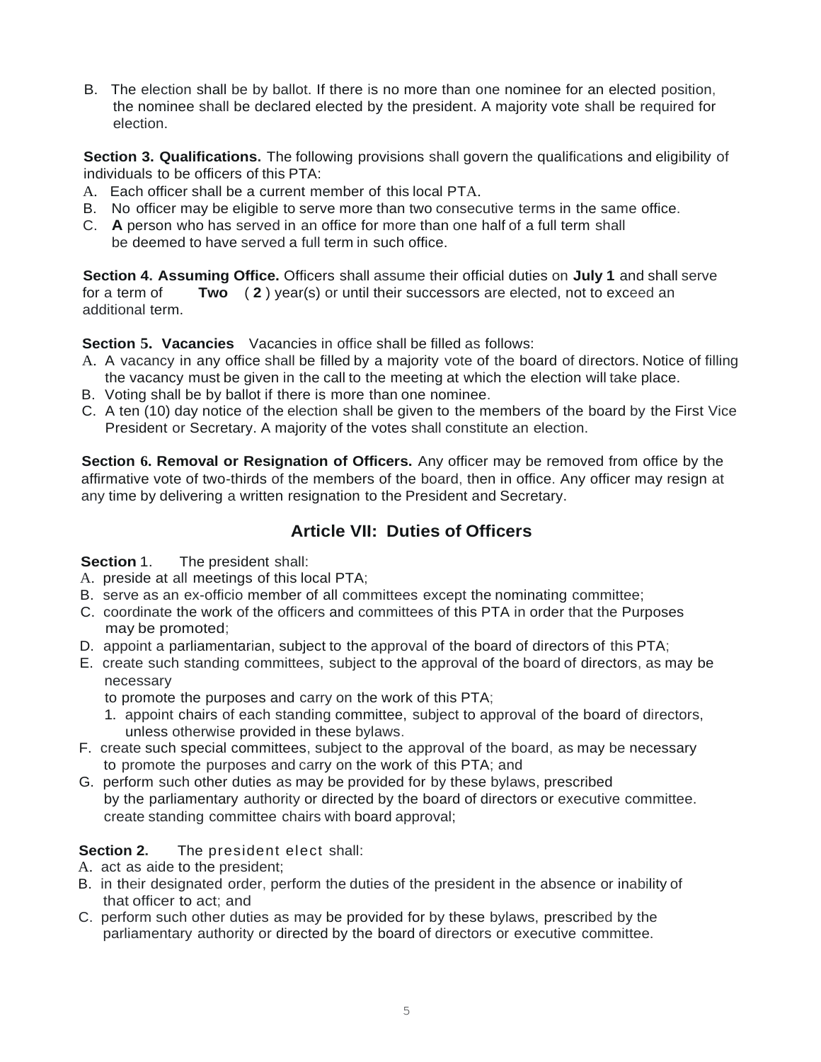B. The election shall be by ballot. If there is no more than one nominee for an elected position, the nominee shall be declared elected by the president. A majority vote shall be required for election.

**Section 3. Qualifications.** The following provisions shall govern the qualifications and eligibility of individuals to be officers of this PTA:

A. Each officer shall be a current member of this local PTA.
B. No officer may be eligible to serve more than two consecutive terms in the same office.
C. **A** person who has served in an office for more than one half of a full term shall be deemed to have served a full term in such office.

**Section 4. Assuming Office.** Officers shall assume their official duties on **July 1** and shall serve for a term of **Two** ( **2** ) year(s) or until their successors are elected, not to exceed an additional term.

**Section 5. Vacancies** Vacancies in office shall be filled as follows:

A. A vacancy in any office shall be filled by a majority vote of the board of directors. Notice of filling the vacancy must be given in the call to the meeting at which the election will take place.
B. Voting shall be by ballot if there is more than one nominee.
C. A ten (10) day notice of the election shall be given to the members of the board by the First Vice President or Secretary. A majority of the votes shall constitute an election.

**Section 6. Removal or Resignation of Officers.** Any officer may be removed from office by the affirmative vote of two-thirds of the members of the board, then in office. Any officer may resign at any time by delivering a written resignation to the President and Secretary.

## Article VII: Duties of Officers

**Section** 1. The president shall:

A. preside at all meetings of this local PTA;
B. serve as an ex-officio member of all committees except the nominating committee;
C. coordinate the work of the officers and committees of this PTA in order that the Purposes may be promoted;
D. appoint a parliamentarian, subject to the approval of the board of directors of this PTA;
E. create such standing committees, subject to the approval of the board of directors, as may be necessary to promote the purposes and carry on the work of this PTA;
   1. appoint chairs of each standing committee, subject to approval of the board of directors, unless otherwise provided in these bylaws.
F. create such special committees, subject to the approval of the board, as may be necessary to promote the purposes and carry on the work of this PTA; and
G. perform such other duties as may be provided for by these bylaws, prescribed by the parliamentary authority or directed by the board of directors or executive committee. create standing committee chairs with board approval;

**Section 2.** The president elect shall:

A. act as aide to the president;
B. in their designated order, perform the duties of the president in the absence or inability of that officer to act; and
C. perform such other duties as may be provided for by these bylaws, prescribed by the parliamentary authority or directed by the board of directors or executive committee.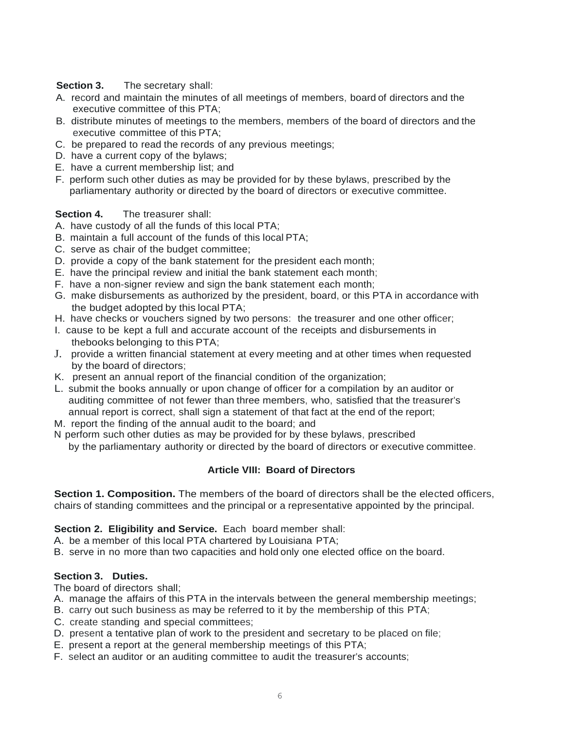**Section 3.** The secretary shall:

A. record and maintain the minutes of all meetings of members, board of directors and the executive committee of this PTA;
B. distribute minutes of meetings to the members, members of the board of directors and the executive committee of this PTA;
C. be prepared to read the records of any previous meetings;
D. have a current copy of the bylaws;
E. have a current membership list; and
F. perform such other duties as may be provided for by these bylaws, prescribed by the parliamentary authority or directed by the board of directors or executive committee.

**Section 4.** The treasurer shall:

A. have custody of all the funds of this local PTA;
B. maintain a full account of the funds of this local PTA;
C. serve as chair of the budget committee;
D. provide a copy of the bank statement for the president each month;
E. have the principal review and initial the bank statement each month;
F. have a non-signer review and sign the bank statement each month;
G. make disbursements as authorized by the president, board, or this PTA in accordance with the budget adopted by this local PTA;
H. have checks or vouchers signed by two persons: the treasurer and one other officer;
I. cause to be kept a full and accurate account of the receipts and disbursements in thebooks belonging to this PTA;
J. provide a written financial statement at every meeting and at other times when requested by the board of directors;
K. present an annual report of the financial condition of the organization;
L. submit the books annually or upon change of officer for a compilation by an auditor or auditing committee of not fewer than three members, who, satisfied that the treasurer's annual report is correct, shall sign a statement of that fact at the end of the report;
M. report the finding of the annual audit to the board; and
N perform such other duties as may be provided for by these bylaws, prescribed by the parliamentary authority or directed by the board of directors or executive committee.

## Article VIII: Board of Directors

**Section 1. Composition.** The members of the board of directors shall be the elected officers, chairs of standing committees and the principal or a representative appointed by the principal.

**Section 2. Eligibility and Service.** Each board member shall:

A. be a member of this local PTA chartered by Louisiana PTA;
B. serve in no more than two capacities and hold only one elected office on the board.

**Section 3. Duties.**

The board of directors shall;

A. manage the affairs of this PTA in the intervals between the general membership meetings;
B. carry out such business as may be referred to it by the membership of this PTA;
C. create standing and special committees;
D. present a tentative plan of work to the president and secretary to be placed on file;
E. present a report at the general membership meetings of this PTA;
F. select an auditor or an auditing committee to audit the treasurer's accounts;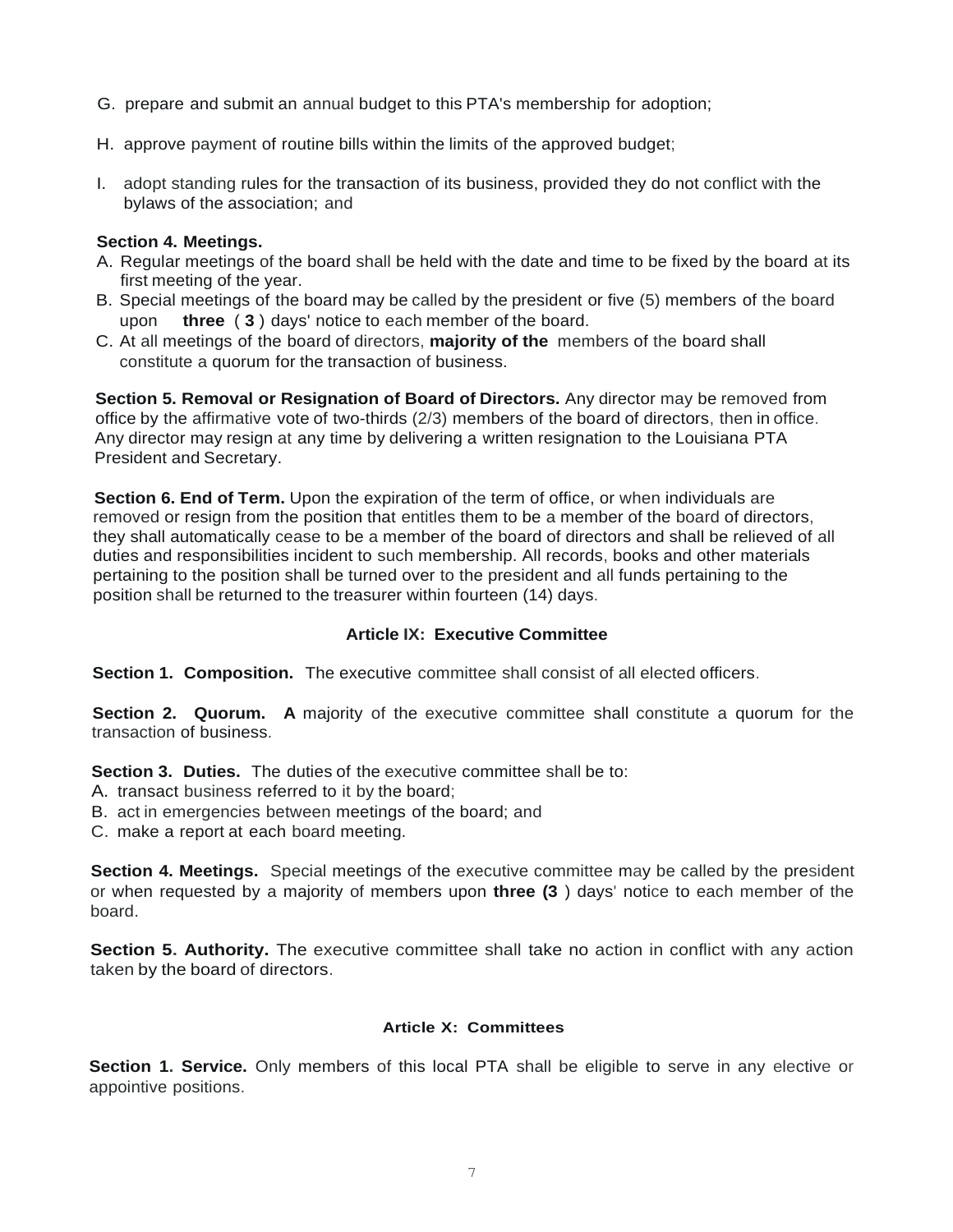G. prepare and submit an annual budget to this PTA's membership for adoption;

H. approve payment of routine bills within the limits of the approved budget;

I. adopt standing rules for the transaction of its business, provided they do not conflict with the bylaws of the association; and

**Section 4. Meetings.**

A. Regular meetings of the board shall be held with the date and time to be fixed by the board at its first meeting of the year.

B. Special meetings of the board may be called by the president or five (5) members of the board upon **three** ( **3** ) days' notice to each member of the board.

C. At all meetings of the board of directors, **majority of the** members of the board shall constitute a quorum for the transaction of business.

**Section 5. Removal or Resignation of Board of Directors.** Any director may be removed from office by the affirmative vote of two-thirds (2/3) members of the board of directors, then in office. Any director may resign at any time by delivering a written resignation to the Louisiana PTA President and Secretary.

**Section 6. End of Term.** Upon the expiration of the term of office, or when individuals are removed or resign from the position that entitles them to be a member of the board of directors, they shall automatically cease to be a member of the board of directors and shall be relieved of all duties and responsibilities incident to such membership. All records, books and other materials pertaining to the position shall be turned over to the president and all funds pertaining to the position shall be returned to the treasurer within fourteen (14) days.

## Article IX: Executive Committee

**Section 1. Composition.** The executive committee shall consist of all elected officers.

**Section 2. Quorum. A** majority of the executive committee shall constitute a quorum for the transaction of business.

**Section 3. Duties.** The duties of the executive committee shall be to:

A. transact business referred to it by the board;

B. act in emergencies between meetings of the board; and

C. make a report at each board meeting.

**Section 4. Meetings.** Special meetings of the executive committee may be called by the president or when requested by a majority of members upon **three (3** ) days' notice to each member of the board.

**Section 5. Authority.** The executive committee shall take no action in conflict with any action taken by the board of directors.

## Article X: Committees

**Section 1. Service.** Only members of this local PTA shall be eligible to serve in any elective or appointive positions.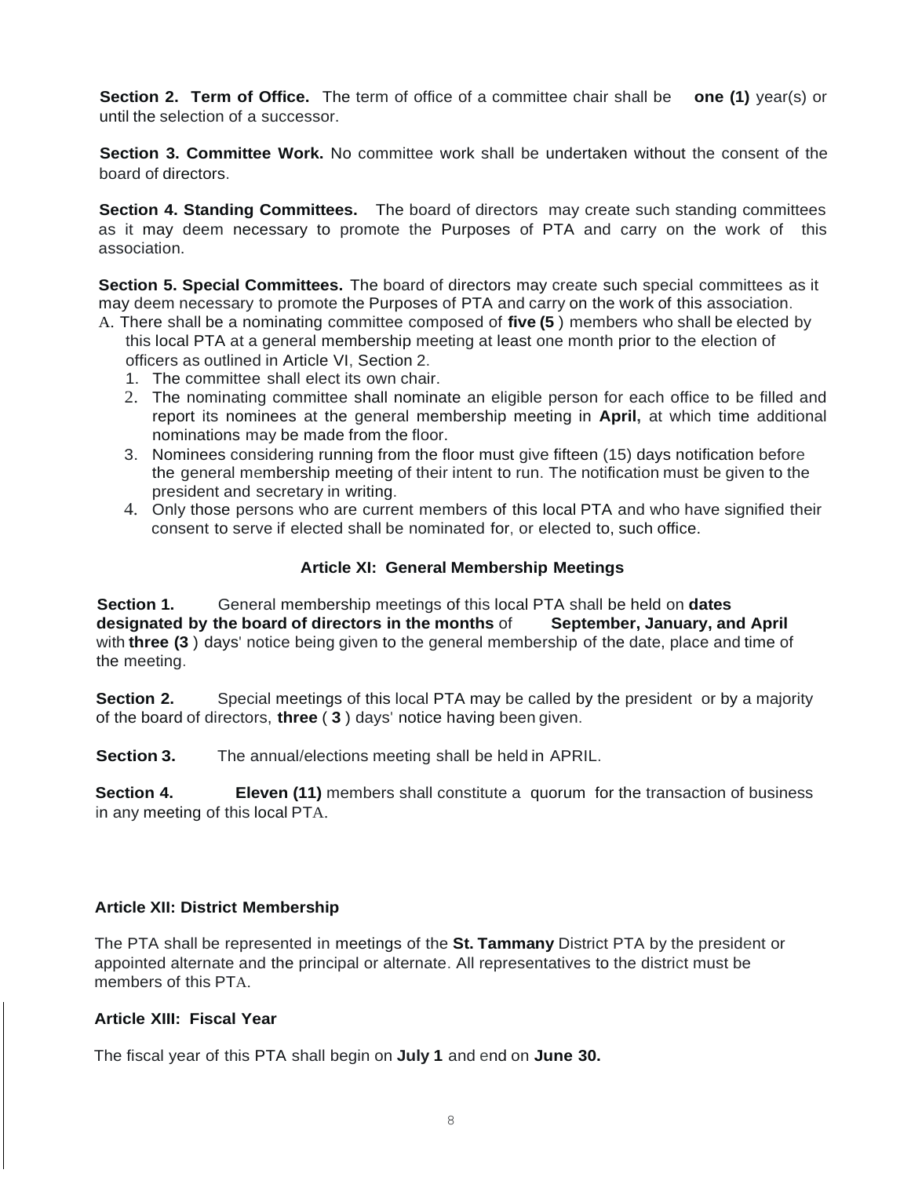**Section 2. Term of Office.** The term of office of a committee chair shall be **one (1)** year(s) or until the selection of a successor.

**Section 3. Committee Work.** No committee work shall be undertaken without the consent of the board of directors.

**Section 4. Standing Committees.** The board of directors may create such standing committees as it may deem necessary to promote the Purposes of PTA and carry on the work of this association.

**Section 5. Special Committees.** The board of directors may create such special committees as it may deem necessary to promote the Purposes of PTA and carry on the work of this association.

A. There shall be a nominating committee composed of **five (5** ) members who shall be elected by this local PTA at a general membership meeting at least one month prior to the election of officers as outlined in Article VI, Section 2.
   1. The committee shall elect its own chair.
   2. The nominating committee shall nominate an eligible person for each office to be filled and report its nominees at the general membership meeting in **April,** at which time additional nominations may be made from the floor.
   3. Nominees considering running from the floor must give fifteen (15) days notification before the general membership meeting of their intent to run. The notification must be given to the president and secretary in writing.
   4. Only those persons who are current members of this local PTA and who have signified their consent to serve if elected shall be nominated for, or elected to, such office.

### Article XI: General Membership Meetings

**Section 1.** General membership meetings of this local PTA shall be held on **dates designated by the board of directors in the months** of **September, January, and April** with **three (3** ) days' notice being given to the general membership of the date, place and time of the meeting.

**Section 2.** Special meetings of this local PTA may be called by the president or by a majority of the board of directors, **three** ( **3** ) days' notice having been given.

**Section 3.** The annual/elections meeting shall be held in APRIL.

**Section 4.** **Eleven (11)** members shall constitute a quorum for the transaction of business in any meeting of this local PTA.

### Article XII: District Membership

The PTA shall be represented in meetings of the **St. Tammany** District PTA by the president or appointed alternate and the principal or alternate. All representatives to the district must be members of this PTA.

### Article XIII: Fiscal Year

The fiscal year of this PTA shall begin on **July 1** and end on **June 30.**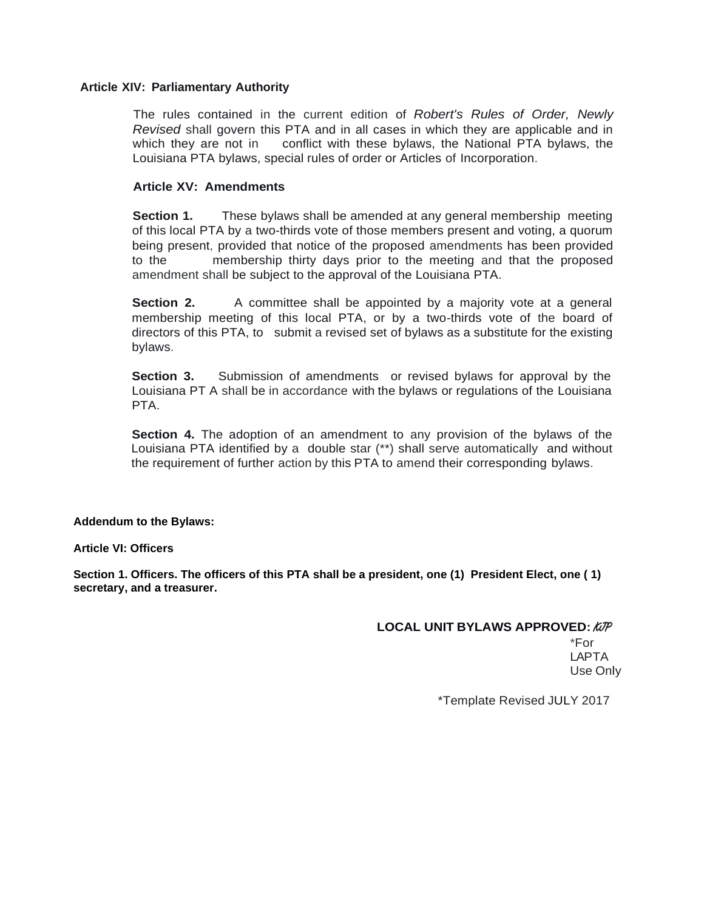### Article XIV: Parliamentary Authority

The rules contained in the current edition of *Robert's Rules of Order, Newly Revised* shall govern this PTA and in all cases in which they are applicable and in which they are not in conflict with these bylaws, the National PTA bylaws, the Louisiana PTA bylaws, special rules of order or Articles of Incorporation.

### Article XV: Amendments

**Section 1.** These bylaws shall be amended at any general membership meeting of this local PTA by a two-thirds vote of those members present and voting, a quorum being present, provided that notice of the proposed amendments has been provided to the membership thirty days prior to the meeting and that the proposed amendment shall be subject to the approval of the Louisiana PTA.

**Section 2.** A committee shall be appointed by a majority vote at a general membership meeting of this local PTA, or by a two-thirds vote of the board of directors of this PTA, to submit a revised set of bylaws as a substitute for the existing bylaws.

**Section 3.** Submission of amendments or revised bylaws for approval by the Louisiana PT A shall be in accordance with the bylaws or regulations of the Louisiana PTA.

**Section 4.** The adoption of an amendment to any provision of the bylaws of the Louisiana PTA identified by a double star (**) shall serve automatically and without the requirement of further action by this PTA to amend their corresponding bylaws.

**Addendum to the Bylaws:**

**Article VI: Officers**

**Section 1. Officers. The officers of this PTA shall be a president, one (1) President Elect, one ( 1) secretary, and a treasurer.**

**LOCAL UNIT BYLAWS APPROVED:** KJP

*For LAPTA Use Only

*Template Revised JULY 2017